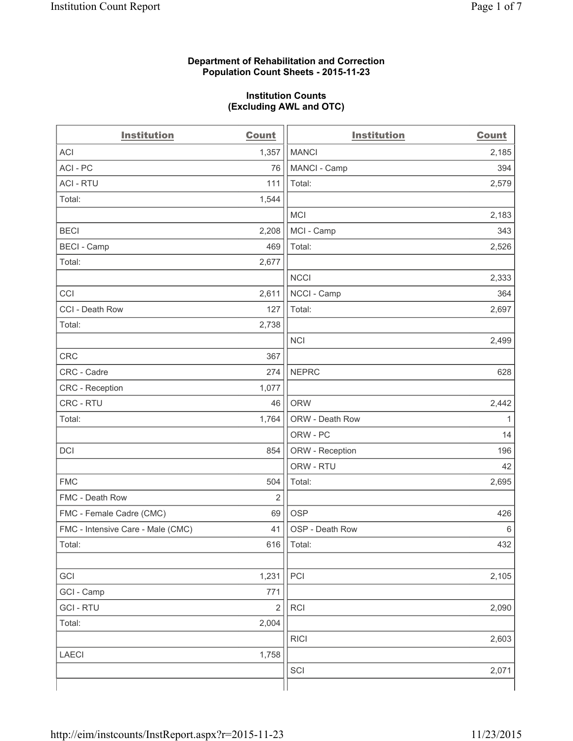**Department of Rehabilitation and Correction**
**Population Count Sheets - 2015-11-23**

**Institution Counts**
**(Excluding AWL and OTC)**

| Institution | Count | Institution | Count |
|---|---|---|---|
| ACI | 1,357 | MANCI | 2,185 |
| ACI - PC | 76 | MANCI - Camp | 394 |
| ACI - RTU | 111 | Total: | 2,579 |
| Total: | 1,544 | | |
| | | MCI | 2,183 |
| BECI | 2,208 | MCI - Camp | 343 |
| BECI - Camp | 469 | Total: | 2,526 |
| Total: | 2,677 | | |
| | | NCCI | 2,333 |
| CCI | 2,611 | NCCI - Camp | 364 |
| CCI - Death Row | 127 | Total: | 2,697 |
| Total: | 2,738 | | |
| | | NCI | 2,499 |
| CRC | 367 | | |
| CRC - Cadre | 274 | NEPRC | 628 |
| CRC - Reception | 1,077 | | |
| CRC - RTU | 46 | ORW | 2,442 |
| Total: | 1,764 | ORW - Death Row | 1 |
| | | ORW - PC | 14 |
| DCI | 854 | ORW - Reception | 196 |
| | | ORW - RTU | 42 |
| FMC | 504 | Total: | 2,695 |
| FMC - Death Row | 2 | | |
| FMC - Female Cadre (CMC) | 69 | OSP | 426 |
| FMC - Intensive Care - Male (CMC) | 41 | OSP - Death Row | 6 |
| Total: | 616 | Total: | 432 |
| | | | |
| GCI | 1,231 | PCI | 2,105 |
| GCI - Camp | 771 | | |
| GCI - RTU | 2 | RCI | 2,090 |
| Total: | 2,004 | | |
| | | RICI | 2,603 |
| LAECI | 1,758 | | |
| | | SCI | 2,071 |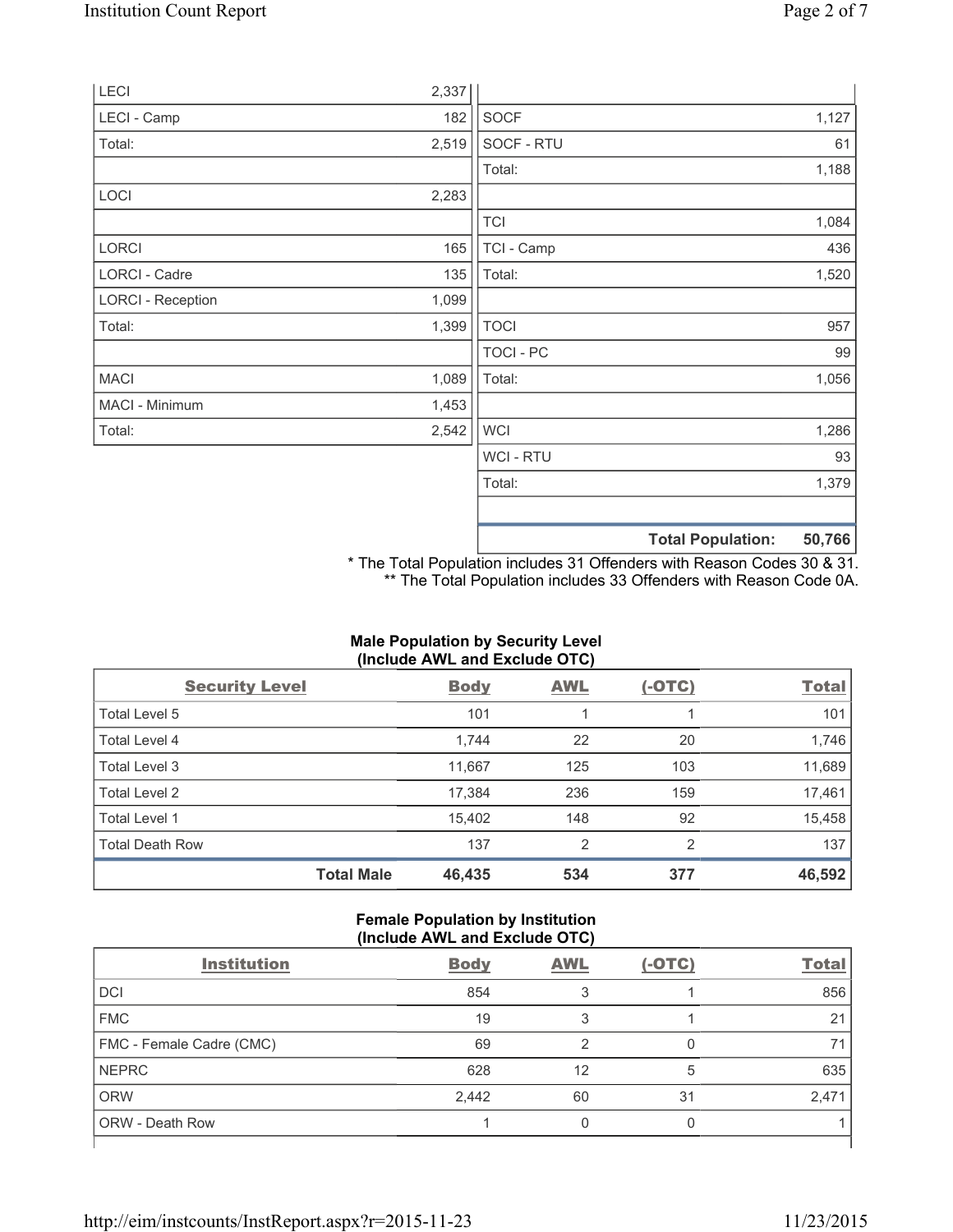| | |
|---|---|
| LECI | 2,337 |
| LECI - Camp | 182 |
| Total: | 2,519 |
| | |
| LOCI | 2,283 |
| | |
| LORCI | 165 |
| LORCI - Cadre | 135 |
| LORCI - Reception | 1,099 |
| Total: | 1,399 |
| | |
| MACI | 1,089 |
| MACI - Minimum | 1,453 |
| Total: | 2,542 |

| | |
|---|---|
| | |
| SOCF | 1,127 |
| SOCF - RTU | 61 |
| Total: | 1,188 |
| | |
| TCI | 1,084 |
| TCI - Camp | 436 |
| Total: | 1,520 |
| | |
| TOCI | 957 |
| TOCI - PC | 99 |
| Total: | 1,056 |
| | |
| WCI | 1,286 |
| WCI - RTU | 93 |
| Total: | 1,379 |
| | |
| **Total Population:** | **50,766** |

\* The Total Population includes 31 Offenders with Reason Codes 30 & 31.
\*\* The Total Population includes 33 Offenders with Reason Code 0A.

**Male Population by Security Level (Include AWL and Exclude OTC)**

| Security Level | Body | AWL | (-OTC) | Total |
|---|---|---|---|---|
| Total Level 5 | 101 | 1 | 1 | 101 |
| Total Level 4 | 1,744 | 22 | 20 | 1,746 |
| Total Level 3 | 11,667 | 125 | 103 | 11,689 |
| Total Level 2 | 17,384 | 236 | 159 | 17,461 |
| Total Level 1 | 15,402 | 148 | 92 | 15,458 |
| Total Death Row | 137 | 2 | 2 | 137 |
| **Total Male** | **46,435** | **534** | **377** | **46,592** |

**Female Population by Institution (Include AWL and Exclude OTC)**

| Institution | Body | AWL | (-OTC) | Total |
|---|---|---|---|---|
| DCI | 854 | 3 | 1 | 856 |
| FMC | 19 | 3 | 1 | 21 |
| FMC - Female Cadre (CMC) | 69 | 2 | 0 | 71 |
| NEPRC | 628 | 12 | 5 | 635 |
| ORW | 2,442 | 60 | 31 | 2,471 |
| ORW - Death Row | 1 | 0 | 0 | 1 |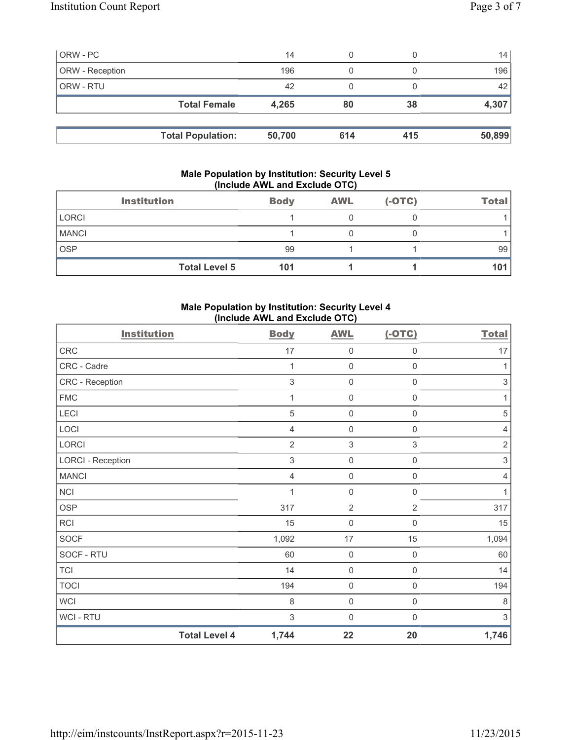| ORW - PC | 14 | 0 | 0 | 14 |
|---|---|---|---|---|
| ORW - Reception | 196 | 0 | 0 | 196 |
| ORW - RTU | 42 | 0 | 0 | 42 |
| **Total Female** | **4,265** | **80** | **38** | **4,307** |

| **Total Population:** | **50,700** | **614** | **415** | **50,899** |
|---|---|---|---|---|

### Male Population by Institution: Security Level 5 (Include AWL and Exclude OTC)

| Institution | Body | AWL | (-OTC) | Total |
|---|---|---|---|---|
| LORCI | 1 | 0 | 0 | 1 |
| MANCI | 1 | 0 | 0 | 1 |
| OSP | 99 | 1 | 1 | 99 |
| **Total Level 5** | **101** | **1** | **1** | **101** |

### Male Population by Institution: Security Level 4 (Include AWL and Exclude OTC)

| Institution | Body | AWL | (-OTC) | Total |
|---|---|---|---|---|
| CRC | 17 | 0 | 0 | 17 |
| CRC - Cadre | 1 | 0 | 0 | 1 |
| CRC - Reception | 3 | 0 | 0 | 3 |
| FMC | 1 | 0 | 0 | 1 |
| LECI | 5 | 0 | 0 | 5 |
| LOCI | 4 | 0 | 0 | 4 |
| LORCI | 2 | 3 | 3 | 2 |
| LORCI - Reception | 3 | 0 | 0 | 3 |
| MANCI | 4 | 0 | 0 | 4 |
| NCI | 1 | 0 | 0 | 1 |
| OSP | 317 | 2 | 2 | 317 |
| RCI | 15 | 0 | 0 | 15 |
| SOCF | 1,092 | 17 | 15 | 1,094 |
| SOCF - RTU | 60 | 0 | 0 | 60 |
| TCI | 14 | 0 | 0 | 14 |
| TOCI | 194 | 0 | 0 | 194 |
| WCI | 8 | 0 | 0 | 8 |
| WCI - RTU | 3 | 0 | 0 | 3 |
| **Total Level 4** | **1,744** | **22** | **20** | **1,746** |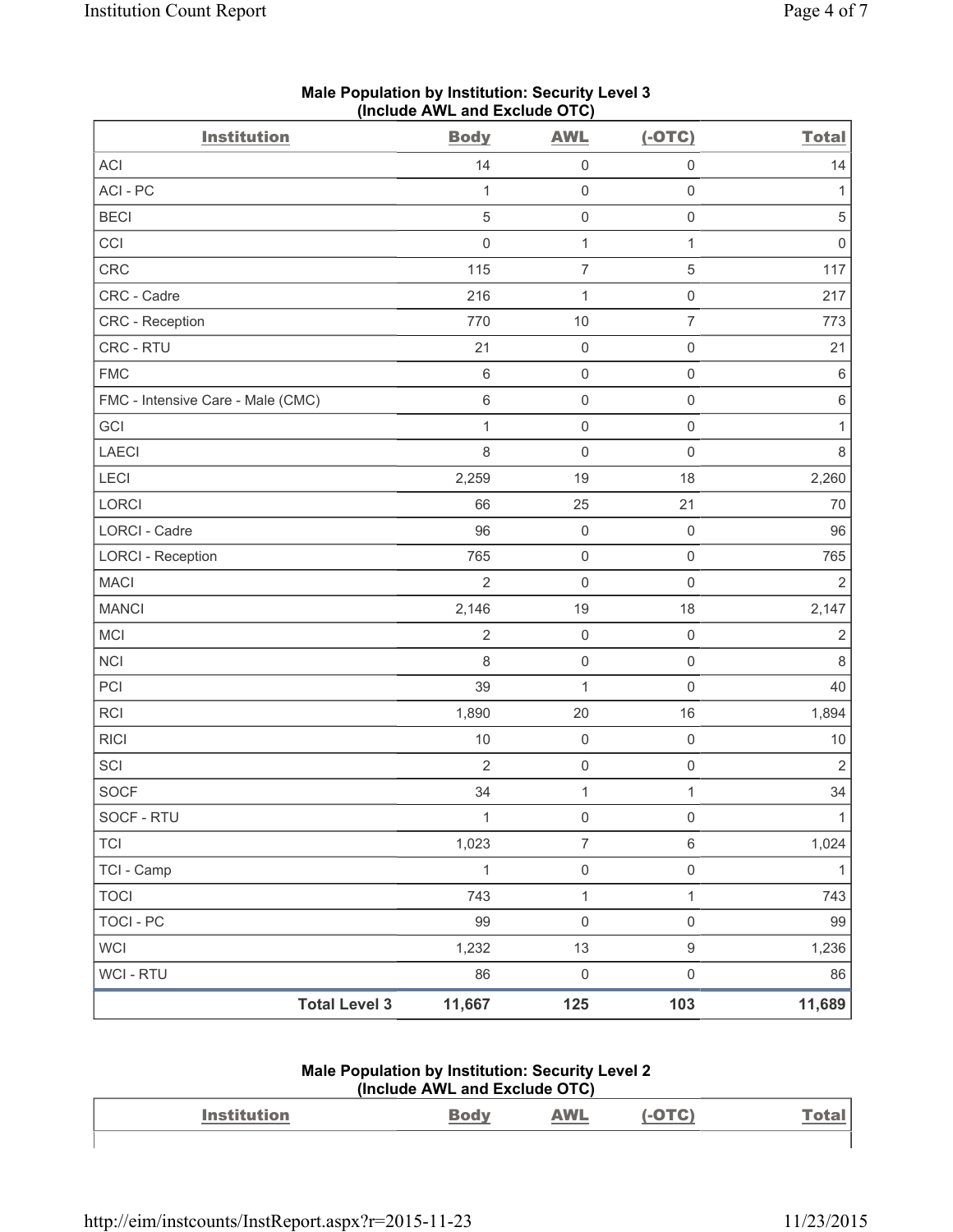**Male Population by Institution: Security Level 3**
**(Include AWL and Exclude OTC)**

| Institution | Body | AWL | (-OTC) | Total |
|---|---|---|---|---|
| ACI | 14 | 0 | 0 | 14 |
| ACI - PC | 1 | 0 | 0 | 1 |
| BECI | 5 | 0 | 0 | 5 |
| CCI | 0 | 1 | 1 | 0 |
| CRC | 115 | 7 | 5 | 117 |
| CRC - Cadre | 216 | 1 | 0 | 217 |
| CRC - Reception | 770 | 10 | 7 | 773 |
| CRC - RTU | 21 | 0 | 0 | 21 |
| FMC | 6 | 0 | 0 | 6 |
| FMC - Intensive Care - Male (CMC) | 6 | 0 | 0 | 6 |
| GCI | 1 | 0 | 0 | 1 |
| LAECI | 8 | 0 | 0 | 8 |
| LECI | 2,259 | 19 | 18 | 2,260 |
| LORCI | 66 | 25 | 21 | 70 |
| LORCI - Cadre | 96 | 0 | 0 | 96 |
| LORCI - Reception | 765 | 0 | 0 | 765 |
| MACI | 2 | 0 | 0 | 2 |
| MANCI | 2,146 | 19 | 18 | 2,147 |
| MCI | 2 | 0 | 0 | 2 |
| NCI | 8 | 0 | 0 | 8 |
| PCI | 39 | 1 | 0 | 40 |
| RCI | 1,890 | 20 | 16 | 1,894 |
| RICI | 10 | 0 | 0 | 10 |
| SCI | 2 | 0 | 0 | 2 |
| SOCF | 34 | 1 | 1 | 34 |
| SOCF - RTU | 1 | 0 | 0 | 1 |
| TCI | 1,023 | 7 | 6 | 1,024 |
| TCI - Camp | 1 | 0 | 0 | 1 |
| TOCI | 743 | 1 | 1 | 743 |
| TOCI - PC | 99 | 0 | 0 | 99 |
| WCI | 1,232 | 13 | 9 | 1,236 |
| WCI - RTU | 86 | 0 | 0 | 86 |
| **Total Level 3** | **11,667** | **125** | **103** | **11,689** |

**Male Population by Institution: Security Level 2**
**(Include AWL and Exclude OTC)**

| Institution | Body | AWL | (-OTC) | Total |
|---|---|---|---|---|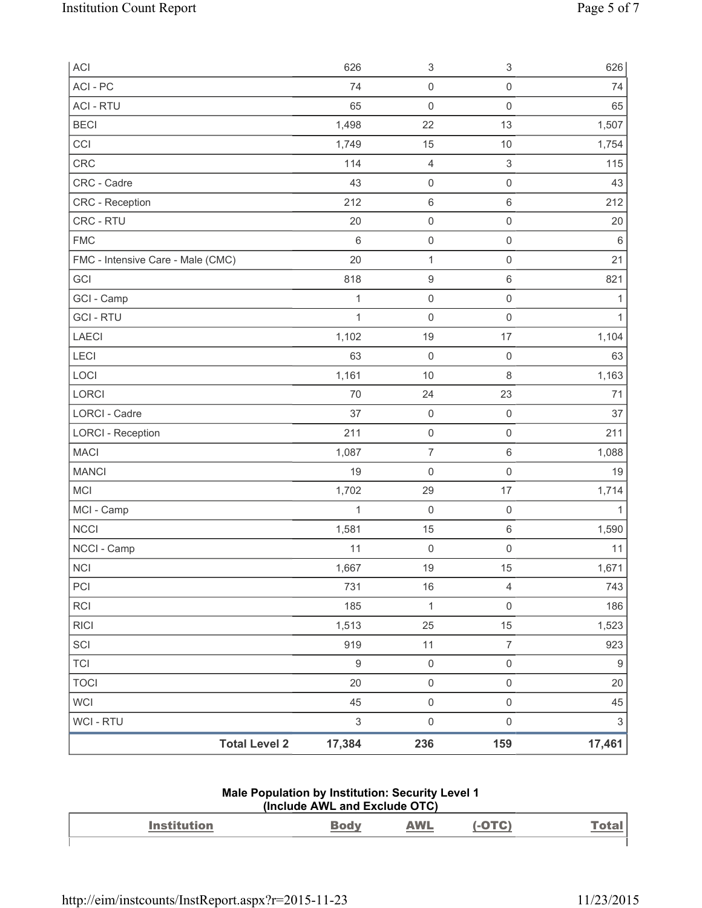| ACI | 626 | 3 | 3 | 626 |
|---|---|---|---|---|
| ACI - PC | 74 | 0 | 0 | 74 |
| ACI - RTU | 65 | 0 | 0 | 65 |
| BECI | 1,498 | 22 | 13 | 1,507 |
| CCI | 1,749 | 15 | 10 | 1,754 |
| CRC | 114 | 4 | 3 | 115 |
| CRC - Cadre | 43 | 0 | 0 | 43 |
| CRC - Reception | 212 | 6 | 6 | 212 |
| CRC - RTU | 20 | 0 | 0 | 20 |
| FMC | 6 | 0 | 0 | 6 |
| FMC - Intensive Care - Male (CMC) | 20 | 1 | 0 | 21 |
| GCI | 818 | 9 | 6 | 821 |
| GCI - Camp | 1 | 0 | 0 | 1 |
| GCI - RTU | 1 | 0 | 0 | 1 |
| LAECI | 1,102 | 19 | 17 | 1,104 |
| LECI | 63 | 0 | 0 | 63 |
| LOCI | 1,161 | 10 | 8 | 1,163 |
| LORCI | 70 | 24 | 23 | 71 |
| LORCI - Cadre | 37 | 0 | 0 | 37 |
| LORCI - Reception | 211 | 0 | 0 | 211 |
| MACI | 1,087 | 7 | 6 | 1,088 |
| MANCI | 19 | 0 | 0 | 19 |
| MCI | 1,702 | 29 | 17 | 1,714 |
| MCI - Camp | 1 | 0 | 0 | 1 |
| NCCI | 1,581 | 15 | 6 | 1,590 |
| NCCI - Camp | 11 | 0 | 0 | 11 |
| NCI | 1,667 | 19 | 15 | 1,671 |
| PCI | 731 | 16 | 4 | 743 |
| RCI | 185 | 1 | 0 | 186 |
| RICI | 1,513 | 25 | 15 | 1,523 |
| SCI | 919 | 11 | 7 | 923 |
| TCI | 9 | 0 | 0 | 9 |
| TOCI | 20 | 0 | 0 | 20 |
| WCI | 45 | 0 | 0 | 45 |
| WCI - RTU | 3 | 0 | 0 | 3 |
| **Total Level 2** | **17,384** | **236** | **159** | **17,461** |

### Male Population by Institution: Security Level 1
### (Include AWL and Exclude OTC)

| Institution | Body | AWL | (-OTC) | Total |
|---|---|---|---|---|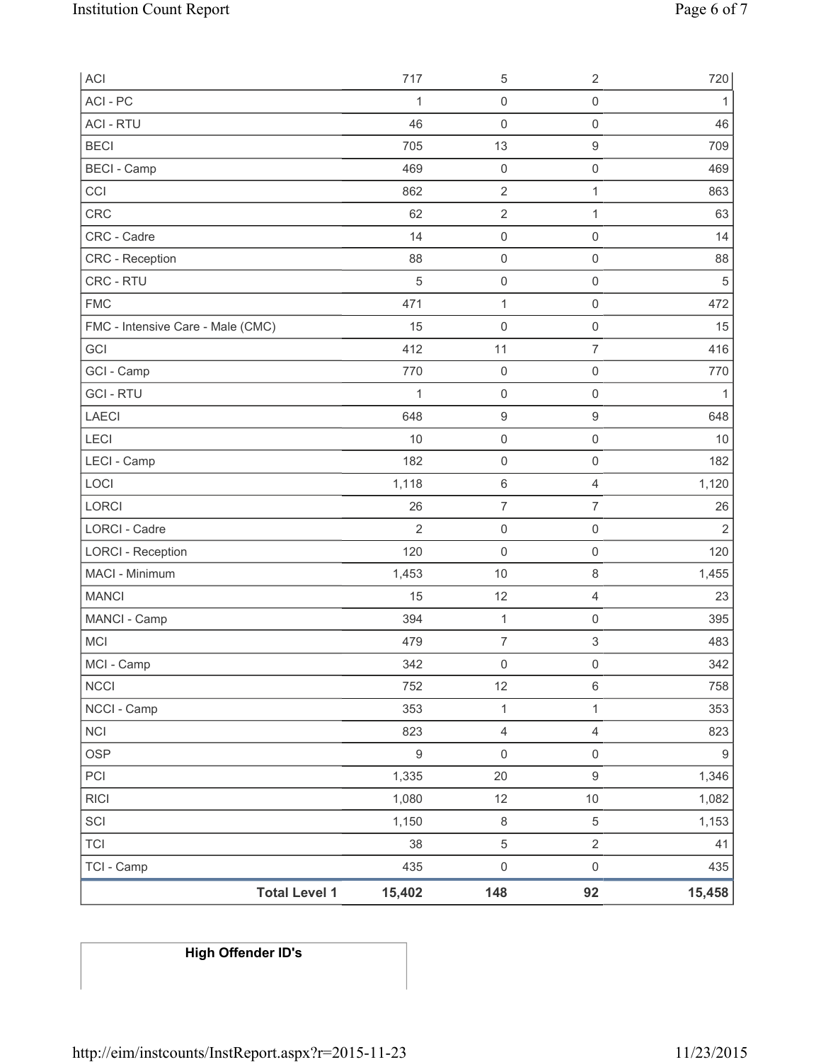| ACI | 717 | 5 | 2 | 720 |
|---|---|---|---|---|
| ACI - PC | 1 | 0 | 0 | 1 |
| ACI - RTU | 46 | 0 | 0 | 46 |
| BECI | 705 | 13 | 9 | 709 |
| BECI - Camp | 469 | 0 | 0 | 469 |
| CCI | 862 | 2 | 1 | 863 |
| CRC | 62 | 2 | 1 | 63 |
| CRC - Cadre | 14 | 0 | 0 | 14 |
| CRC - Reception | 88 | 0 | 0 | 88 |
| CRC - RTU | 5 | 0 | 0 | 5 |
| FMC | 471 | 1 | 0 | 472 |
| FMC - Intensive Care - Male (CMC) | 15 | 0 | 0 | 15 |
| GCI | 412 | 11 | 7 | 416 |
| GCI - Camp | 770 | 0 | 0 | 770 |
| GCI - RTU | 1 | 0 | 0 | 1 |
| LAECI | 648 | 9 | 9 | 648 |
| LECI | 10 | 0 | 0 | 10 |
| LECI - Camp | 182 | 0 | 0 | 182 |
| LOCI | 1,118 | 6 | 4 | 1,120 |
| LORCI | 26 | 7 | 7 | 26 |
| LORCI - Cadre | 2 | 0 | 0 | 2 |
| LORCI - Reception | 120 | 0 | 0 | 120 |
| MACI - Minimum | 1,453 | 10 | 8 | 1,455 |
| MANCI | 15 | 12 | 4 | 23 |
| MANCI - Camp | 394 | 1 | 0 | 395 |
| MCI | 479 | 7 | 3 | 483 |
| MCI - Camp | 342 | 0 | 0 | 342 |
| NCCI | 752 | 12 | 6 | 758 |
| NCCI - Camp | 353 | 1 | 1 | 353 |
| NCI | 823 | 4 | 4 | 823 |
| OSP | 9 | 0 | 0 | 9 |
| PCI | 1,335 | 20 | 9 | 1,346 |
| RICI | 1,080 | 12 | 10 | 1,082 |
| SCI | 1,150 | 8 | 5 | 1,153 |
| TCI | 38 | 5 | 2 | 41 |
| TCI - Camp | 435 | 0 | 0 | 435 |
| **Total Level 1** | **15,402** | **148** | **92** | **15,458** |

**High Offender ID's**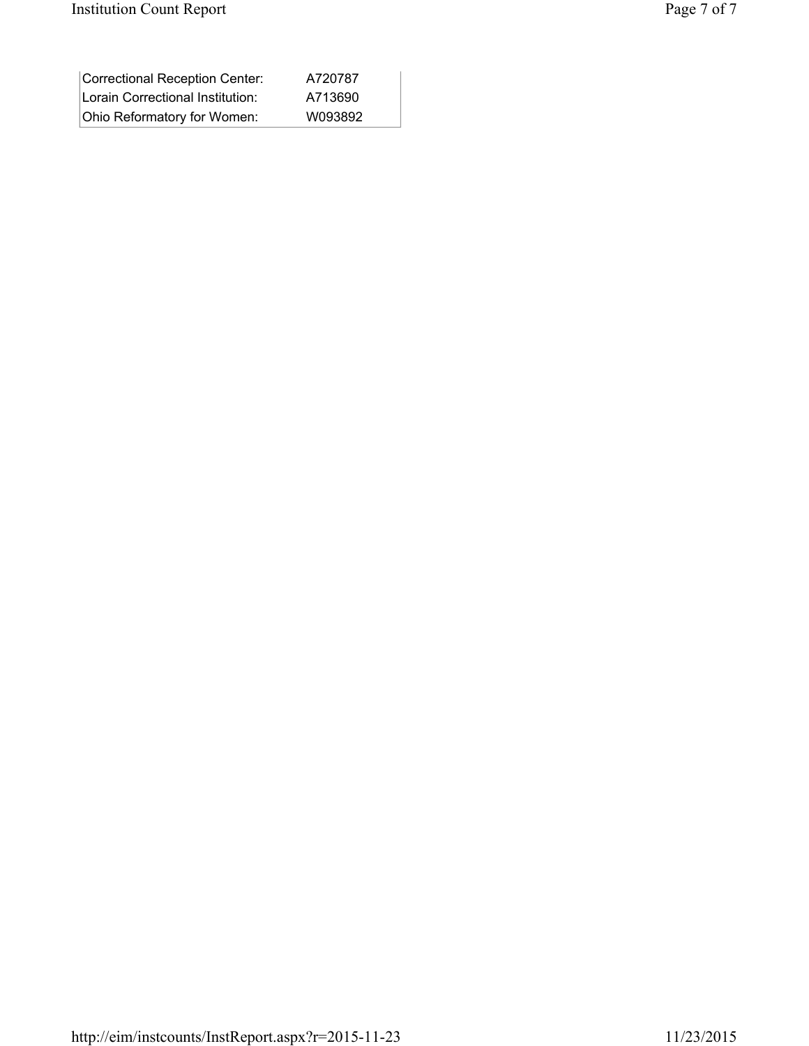| | |
|---|---|
| Correctional Reception Center: | A720787 |
| Lorain Correctional Institution: | A713690 |
| Ohio Reformatory for Women: | W093892 |